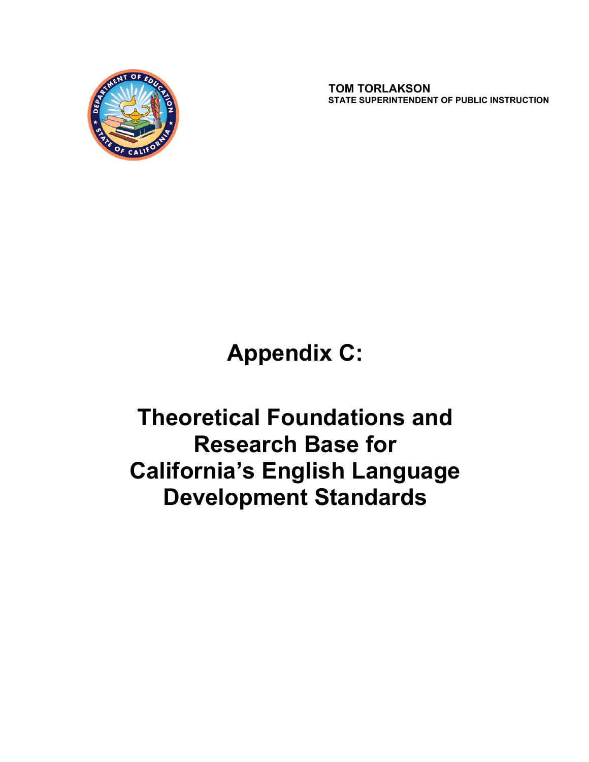**TOM TORLAKSON**
**STATE SUPERINTENDENT OF PUBLIC INSTRUCTION**

# Appendix C:

# Theoretical Foundations and Research Base for California's English Language Development Standards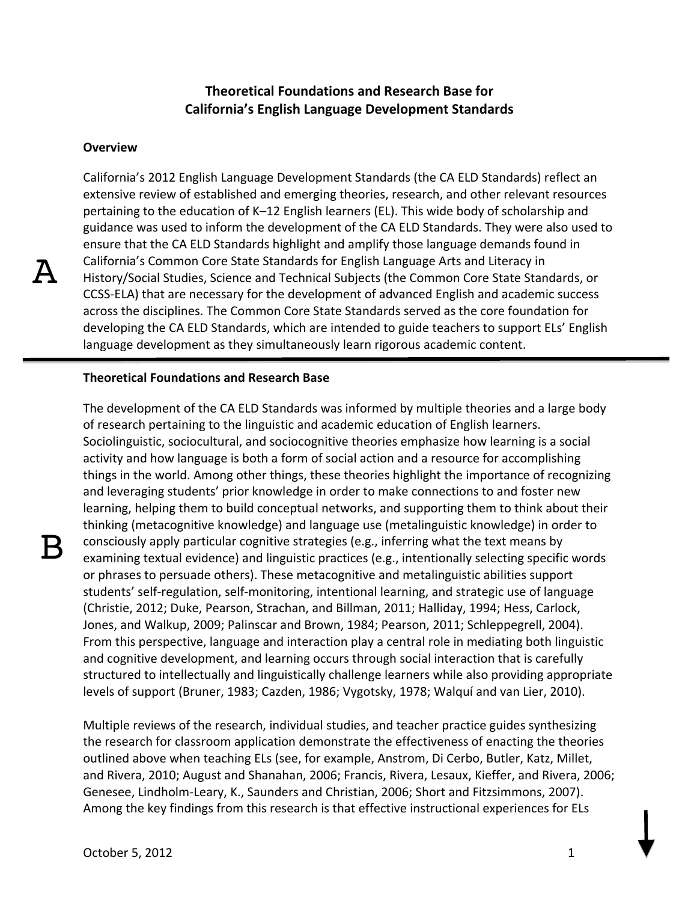# Theoretical Foundations and Research Base for California's English Language Development Standards

A

**Overview**

California's 2012 English Language Development Standards (the CA ELD Standards) reflect an extensive review of established and emerging theories, research, and other relevant resources pertaining to the education of K–12 English learners (EL). This wide body of scholarship and guidance was used to inform the development of the CA ELD Standards. They were also used to ensure that the CA ELD Standards highlight and amplify those language demands found in California's Common Core State Standards for English Language Arts and Literacy in History/Social Studies, Science and Technical Subjects (the Common Core State Standards, or CCSS-ELA) that are necessary for the development of advanced English and academic success across the disciplines. The Common Core State Standards served as the core foundation for developing the CA ELD Standards, which are intended to guide teachers to support ELs' English language development as they simultaneously learn rigorous academic content.

---

B

**Theoretical Foundations and Research Base**

The development of the CA ELD Standards was informed by multiple theories and a large body of research pertaining to the linguistic and academic education of English learners. Sociolinguistic, sociocultural, and sociocognitive theories emphasize how learning is a social activity and how language is both a form of social action and a resource for accomplishing things in the world. Among other things, these theories highlight the importance of recognizing and leveraging students' prior knowledge in order to make connections to and foster new learning, helping them to build conceptual networks, and supporting them to think about their thinking (metacognitive knowledge) and language use (metalinguistic knowledge) in order to consciously apply particular cognitive strategies (e.g., inferring what the text means by examining textual evidence) and linguistic practices (e.g., intentionally selecting specific words or phrases to persuade others). These metacognitive and metalinguistic abilities support students' self-regulation, self-monitoring, intentional learning, and strategic use of language (Christie, 2012; Duke, Pearson, Strachan, and Billman, 2011; Halliday, 1994; Hess, Carlock, Jones, and Walkup, 2009; Palinscar and Brown, 1984; Pearson, 2011; Schleppegrell, 2004). From this perspective, language and interaction play a central role in mediating both linguistic and cognitive development, and learning occurs through social interaction that is carefully structured to intellectually and linguistically challenge learners while also providing appropriate levels of support (Bruner, 1983; Cazden, 1986; Vygotsky, 1978; Walquí and van Lier, 2010).

Multiple reviews of the research, individual studies, and teacher practice guides synthesizing the research for classroom application demonstrate the effectiveness of enacting the theories outlined above when teaching ELs (see, for example, Anstrom, Di Cerbo, Butler, Katz, Millet, and Rivera, 2010; August and Shanahan, 2006; Francis, Rivera, Lesaux, Kieffer, and Rivera, 2006; Genesee, Lindholm-Leary, K., Saunders and Christian, 2006; Short and Fitzsimmons, 2007). Among the key findings from this research is that effective instructional experiences for ELs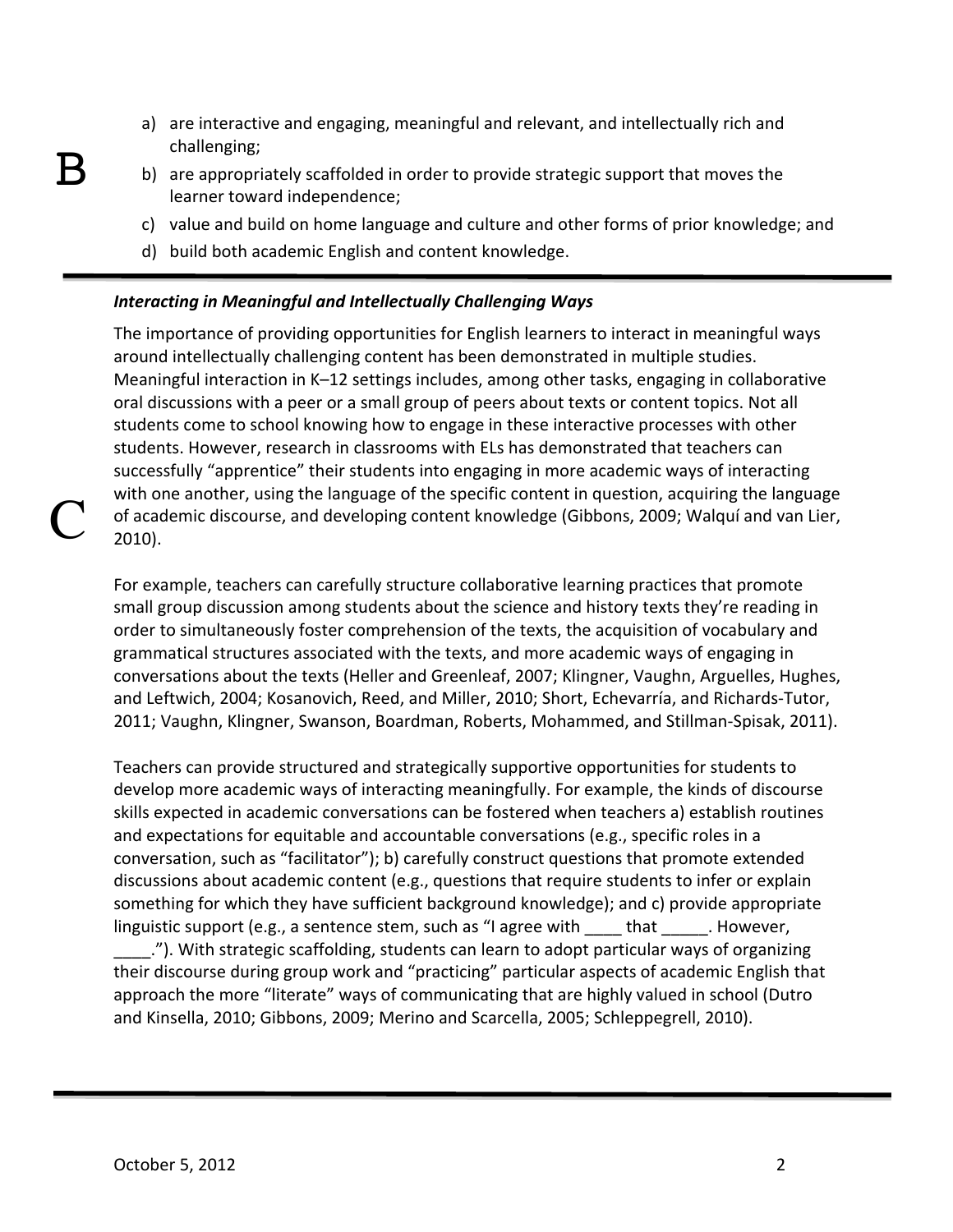B

a) are interactive and engaging, meaningful and relevant, and intellectually rich and challenging;
b) are appropriately scaffolded in order to provide strategic support that moves the learner toward independence;
c) value and build on home language and culture and other forms of prior knowledge; and
d) build both academic English and content knowledge.

---

C

***Interacting in Meaningful and Intellectually Challenging Ways***

The importance of providing opportunities for English learners to interact in meaningful ways around intellectually challenging content has been demonstrated in multiple studies. Meaningful interaction in K–12 settings includes, among other tasks, engaging in collaborative oral discussions with a peer or a small group of peers about texts or content topics. Not all students come to school knowing how to engage in these interactive processes with other students. However, research in classrooms with ELs has demonstrated that teachers can successfully "apprentice" their students into engaging in more academic ways of interacting with one another, using the language of the specific content in question, acquiring the language of academic discourse, and developing content knowledge (Gibbons, 2009; Walquí and van Lier, 2010).

For example, teachers can carefully structure collaborative learning practices that promote small group discussion among students about the science and history texts they're reading in order to simultaneously foster comprehension of the texts, the acquisition of vocabulary and grammatical structures associated with the texts, and more academic ways of engaging in conversations about the texts (Heller and Greenleaf, 2007; Klingner, Vaughn, Arguelles, Hughes, and Leftwich, 2004; Kosanovich, Reed, and Miller, 2010; Short, Echevarría, and Richards-Tutor, 2011; Vaughn, Klingner, Swanson, Boardman, Roberts, Mohammed, and Stillman-Spisak, 2011).

Teachers can provide structured and strategically supportive opportunities for students to develop more academic ways of interacting meaningfully. For example, the kinds of discourse skills expected in academic conversations can be fostered when teachers a) establish routines and expectations for equitable and accountable conversations (e.g., specific roles in a conversation, such as "facilitator"); b) carefully construct questions that promote extended discussions about academic content (e.g., questions that require students to infer or explain something for which they have sufficient background knowledge); and c) provide appropriate linguistic support (e.g., a sentence stem, such as "I agree with ____ that _____. However, ____."). With strategic scaffolding, students can learn to adopt particular ways of organizing their discourse during group work and "practicing" particular aspects of academic English that approach the more "literate" ways of communicating that are highly valued in school (Dutro and Kinsella, 2010; Gibbons, 2009; Merino and Scarcella, 2005; Schleppegrell, 2010).

---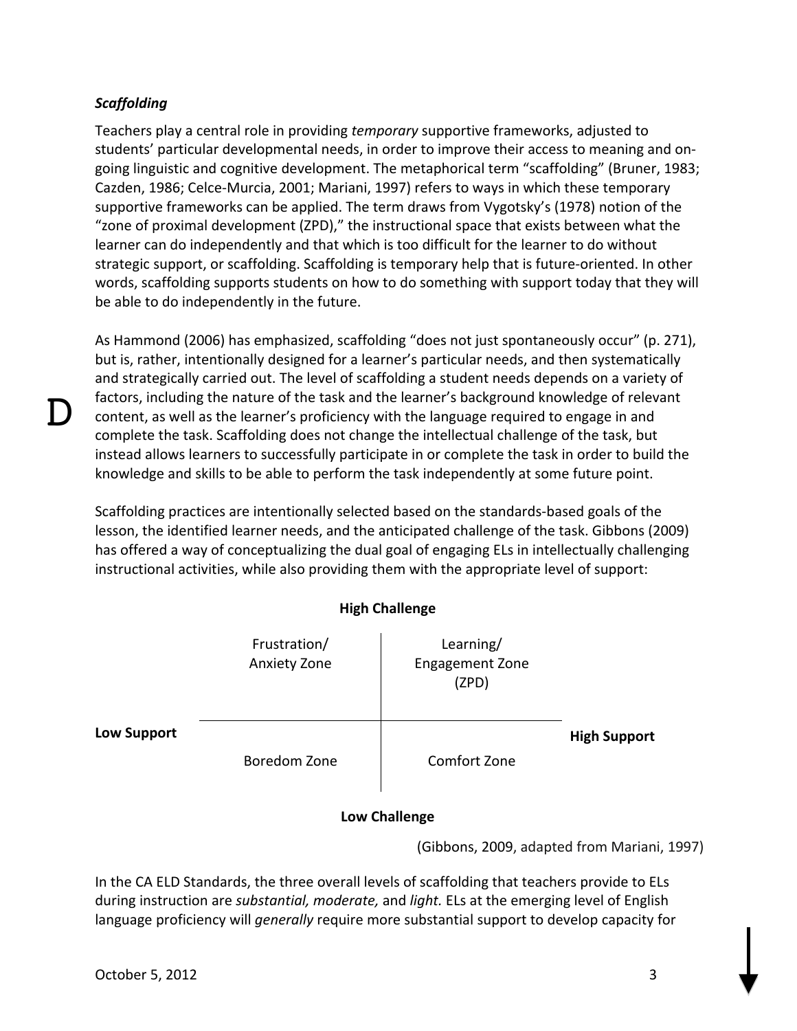### *Scaffolding*

Teachers play a central role in providing *temporary* supportive frameworks, adjusted to students' particular developmental needs, in order to improve their access to meaning and on-going linguistic and cognitive development. The metaphorical term "scaffolding" (Bruner, 1983; Cazden, 1986; Celce-Murcia, 2001; Mariani, 1997) refers to ways in which these temporary supportive frameworks can be applied. The term draws from Vygotsky's (1978) notion of the "zone of proximal development (ZPD)," the instructional space that exists between what the learner can do independently and that which is too difficult for the learner to do without strategic support, or scaffolding. Scaffolding is temporary help that is future-oriented. In other words, scaffolding supports students on how to do something with support today that they will be able to do independently in the future.

As Hammond (2006) has emphasized, scaffolding "does not just spontaneously occur" (p. 271), but is, rather, intentionally designed for a learner's particular needs, and then systematically and strategically carried out. The level of scaffolding a student needs depends on a variety of factors, including the nature of the task and the learner's background knowledge of relevant content, as well as the learner's proficiency with the language required to engage in and complete the task. Scaffolding does not change the intellectual challenge of the task, but instead allows learners to successfully participate in or complete the task in order to build the knowledge and skills to be able to perform the task independently at some future point.

Scaffolding practices are intentionally selected based on the standards-based goals of the lesson, the identified learner needs, and the anticipated challenge of the task. Gibbons (2009) has offered a way of conceptualizing the dual goal of engaging ELs in intellectually challenging instructional activities, while also providing them with the appropriate level of support:

| | Low Support | High Support |
|---|---|---|
| **High Challenge** | Frustration/ Anxiety Zone | Learning/ Engagement Zone (ZPD) |
| **Low Challenge** | Boredom Zone | Comfort Zone |

(Gibbons, 2009, adapted from Mariani, 1997)

In the CA ELD Standards, the three overall levels of scaffolding that teachers provide to ELs during instruction are *substantial, moderate,* and *light.* ELs at the emerging level of English language proficiency will *generally* require more substantial support to develop capacity for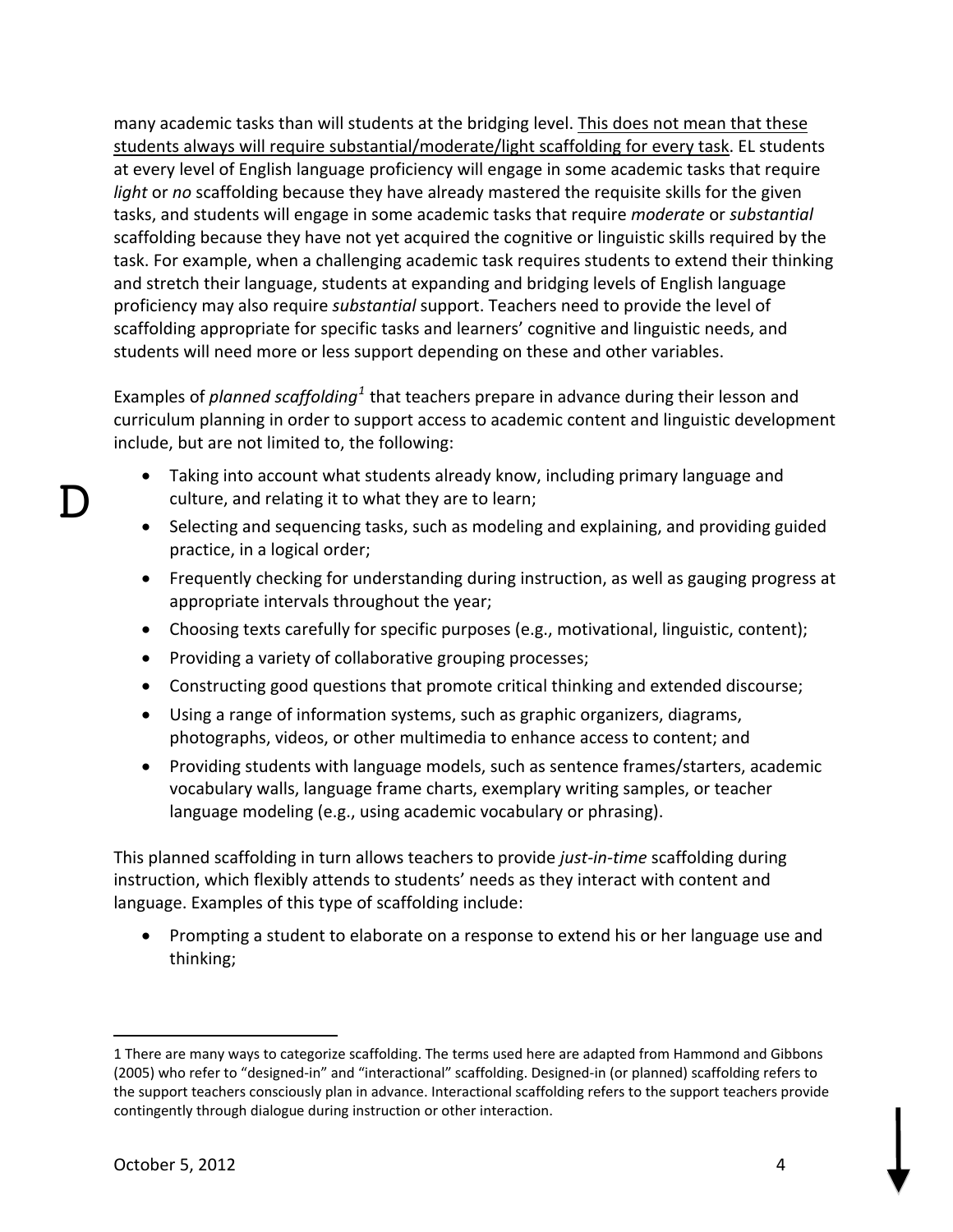many academic tasks than will students at the bridging level. <u>This does not mean that these students always will require substantial/moderate/light scaffolding for every task</u>. EL students at every level of English language proficiency will engage in some academic tasks that require *light* or *no* scaffolding because they have already mastered the requisite skills for the given tasks, and students will engage in some academic tasks that require *moderate* or *substantial* scaffolding because they have not yet acquired the cognitive or linguistic skills required by the task. For example, when a challenging academic task requires students to extend their thinking and stretch their language, students at expanding and bridging levels of English language proficiency may also require *substantial* support. Teachers need to provide the level of scaffolding appropriate for specific tasks and learners' cognitive and linguistic needs, and students will need more or less support depending on these and other variables.

Examples of *planned scaffolding*[1] that teachers prepare in advance during their lesson and curriculum planning in order to support access to academic content and linguistic development include, but are not limited to, the following:

- Taking into account what students already know, including primary language and culture, and relating it to what they are to learn;
- Selecting and sequencing tasks, such as modeling and explaining, and providing guided practice, in a logical order;
- Frequently checking for understanding during instruction, as well as gauging progress at appropriate intervals throughout the year;
- Choosing texts carefully for specific purposes (e.g., motivational, linguistic, content);
- Providing a variety of collaborative grouping processes;
- Constructing good questions that promote critical thinking and extended discourse;
- Using a range of information systems, such as graphic organizers, diagrams, photographs, videos, or other multimedia to enhance access to content; and
- Providing students with language models, such as sentence frames/starters, academic vocabulary walls, language frame charts, exemplary writing samples, or teacher language modeling (e.g., using academic vocabulary or phrasing).

This planned scaffolding in turn allows teachers to provide *just-in-time* scaffolding during instruction, which flexibly attends to students' needs as they interact with content and language. Examples of this type of scaffolding include:

- Prompting a student to elaborate on a response to extend his or her language use and thinking;

---

1 There are many ways to categorize scaffolding. The terms used here are adapted from Hammond and Gibbons (2005) who refer to "designed-in" and "interactional" scaffolding. Designed-in (or planned) scaffolding refers to the support teachers consciously plan in advance. Interactional scaffolding refers to the support teachers provide contingently through dialogue during instruction or other interaction.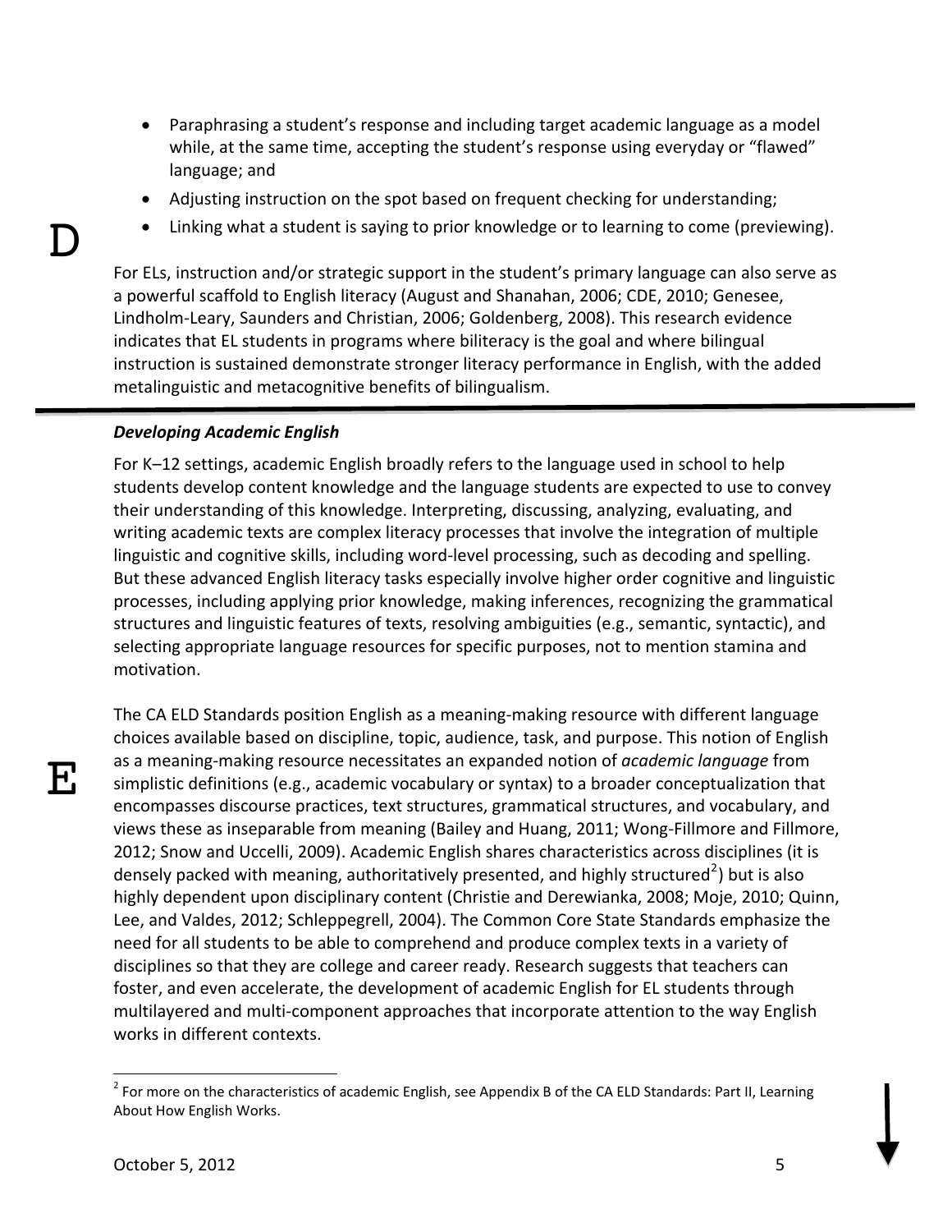- Paraphrasing a student's response and including target academic language as a model while, at the same time, accepting the student's response using everyday or "flawed" language; and
- Adjusting instruction on the spot based on frequent checking for understanding;
- Linking what a student is saying to prior knowledge or to learning to come (previewing).

For ELs, instruction and/or strategic support in the student's primary language can also serve as a powerful scaffold to English literacy (August and Shanahan, 2006; CDE, 2010; Genesee, Lindholm-Leary, Saunders and Christian, 2006; Goldenberg, 2008). This research evidence indicates that EL students in programs where biliteracy is the goal and where bilingual instruction is sustained demonstrate stronger literacy performance in English, with the added metalinguistic and metacognitive benefits of bilingualism.

### *Developing Academic English*

For K–12 settings, academic English broadly refers to the language used in school to help students develop content knowledge and the language students are expected to use to convey their understanding of this knowledge. Interpreting, discussing, analyzing, evaluating, and writing academic texts are complex literacy processes that involve the integration of multiple linguistic and cognitive skills, including word-level processing, such as decoding and spelling. But these advanced English literacy tasks especially involve higher order cognitive and linguistic processes, including applying prior knowledge, making inferences, recognizing the grammatical structures and linguistic features of texts, resolving ambiguities (e.g., semantic, syntactic), and selecting appropriate language resources for specific purposes, not to mention stamina and motivation.

The CA ELD Standards position English as a meaning-making resource with different language choices available based on discipline, topic, audience, task, and purpose. This notion of English as a meaning-making resource necessitates an expanded notion of *academic language* from simplistic definitions (e.g., academic vocabulary or syntax) to a broader conceptualization that encompasses discourse practices, text structures, grammatical structures, and vocabulary, and views these as inseparable from meaning (Bailey and Huang, 2011; Wong-Fillmore and Fillmore, 2012; Snow and Uccelli, 2009). Academic English shares characteristics across disciplines (it is densely packed with meaning, authoritatively presented, and highly structured[2]) but is also highly dependent upon disciplinary content (Christie and Derewianka, 2008; Moje, 2010; Quinn, Lee, and Valdes, 2012; Schleppegrell, 2004). The Common Core State Standards emphasize the need for all students to be able to comprehend and produce complex texts in a variety of disciplines so that they are college and career ready. Research suggests that teachers can foster, and even accelerate, the development of academic English for EL students through multilayered and multi-component approaches that incorporate attention to the way English works in different contexts.

---

[2] For more on the characteristics of academic English, see Appendix B of the CA ELD Standards: Part II, Learning About How English Works.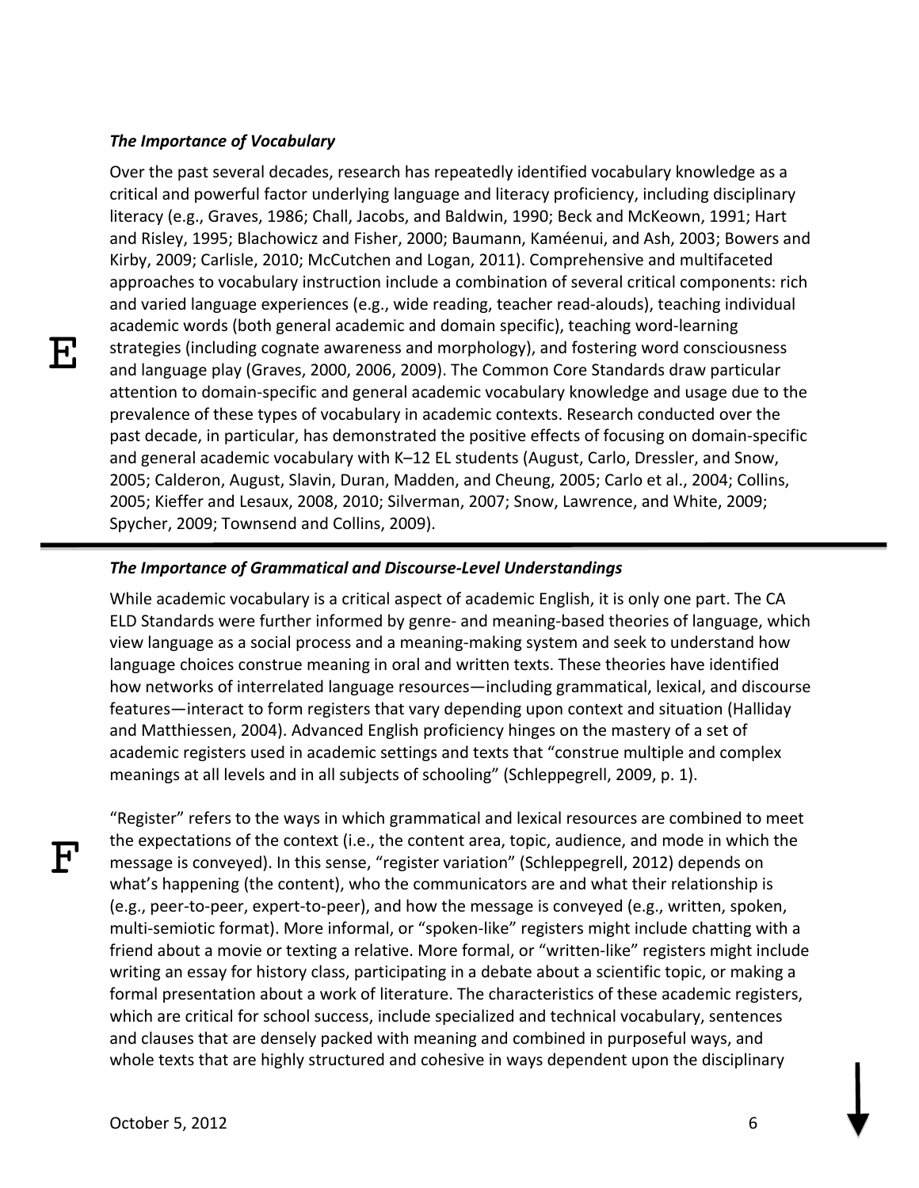### *The Importance of Vocabulary*

E

Over the past several decades, research has repeatedly identified vocabulary knowledge as a critical and powerful factor underlying language and literacy proficiency, including disciplinary literacy (e.g., Graves, 1986; Chall, Jacobs, and Baldwin, 1990; Beck and McKeown, 1991; Hart and Risley, 1995; Blachowicz and Fisher, 2000; Baumann, Kaméenui, and Ash, 2003; Bowers and Kirby, 2009; Carlisle, 2010; McCutchen and Logan, 2011). Comprehensive and multifaceted approaches to vocabulary instruction include a combination of several critical components: rich and varied language experiences (e.g., wide reading, teacher read-alouds), teaching individual academic words (both general academic and domain specific), teaching word-learning strategies (including cognate awareness and morphology), and fostering word consciousness and language play (Graves, 2000, 2006, 2009). The Common Core Standards draw particular attention to domain-specific and general academic vocabulary knowledge and usage due to the prevalence of these types of vocabulary in academic contexts. Research conducted over the past decade, in particular, has demonstrated the positive effects of focusing on domain-specific and general academic vocabulary with K–12 EL students (August, Carlo, Dressler, and Snow, 2005; Calderon, August, Slavin, Duran, Madden, and Cheung, 2005; Carlo et al., 2004; Collins, 2005; Kieffer and Lesaux, 2008, 2010; Silverman, 2007; Snow, Lawrence, and White, 2009; Spycher, 2009; Townsend and Collins, 2009).

---

### *The Importance of Grammatical and Discourse-Level Understandings*

While academic vocabulary is a critical aspect of academic English, it is only one part. The CA ELD Standards were further informed by genre- and meaning-based theories of language, which view language as a social process and a meaning-making system and seek to understand how language choices construe meaning in oral and written texts. These theories have identified how networks of interrelated language resources—including grammatical, lexical, and discourse features—interact to form registers that vary depending upon context and situation (Halliday and Matthiessen, 2004). Advanced English proficiency hinges on the mastery of a set of academic registers used in academic settings and texts that "construe multiple and complex meanings at all levels and in all subjects of schooling" (Schleppegrell, 2009, p. 1).

F

"Register" refers to the ways in which grammatical and lexical resources are combined to meet the expectations of the context (i.e., the content area, topic, audience, and mode in which the message is conveyed). In this sense, "register variation" (Schleppegrell, 2012) depends on what's happening (the content), who the communicators are and what their relationship is (e.g., peer-to-peer, expert-to-peer), and how the message is conveyed (e.g., written, spoken, multi-semiotic format). More informal, or "spoken-like" registers might include chatting with a friend about a movie or texting a relative. More formal, or "written-like" registers might include writing an essay for history class, participating in a debate about a scientific topic, or making a formal presentation about a work of literature. The characteristics of these academic registers, which are critical for school success, include specialized and technical vocabulary, sentences and clauses that are densely packed with meaning and combined in purposeful ways, and whole texts that are highly structured and cohesive in ways dependent upon the disciplinary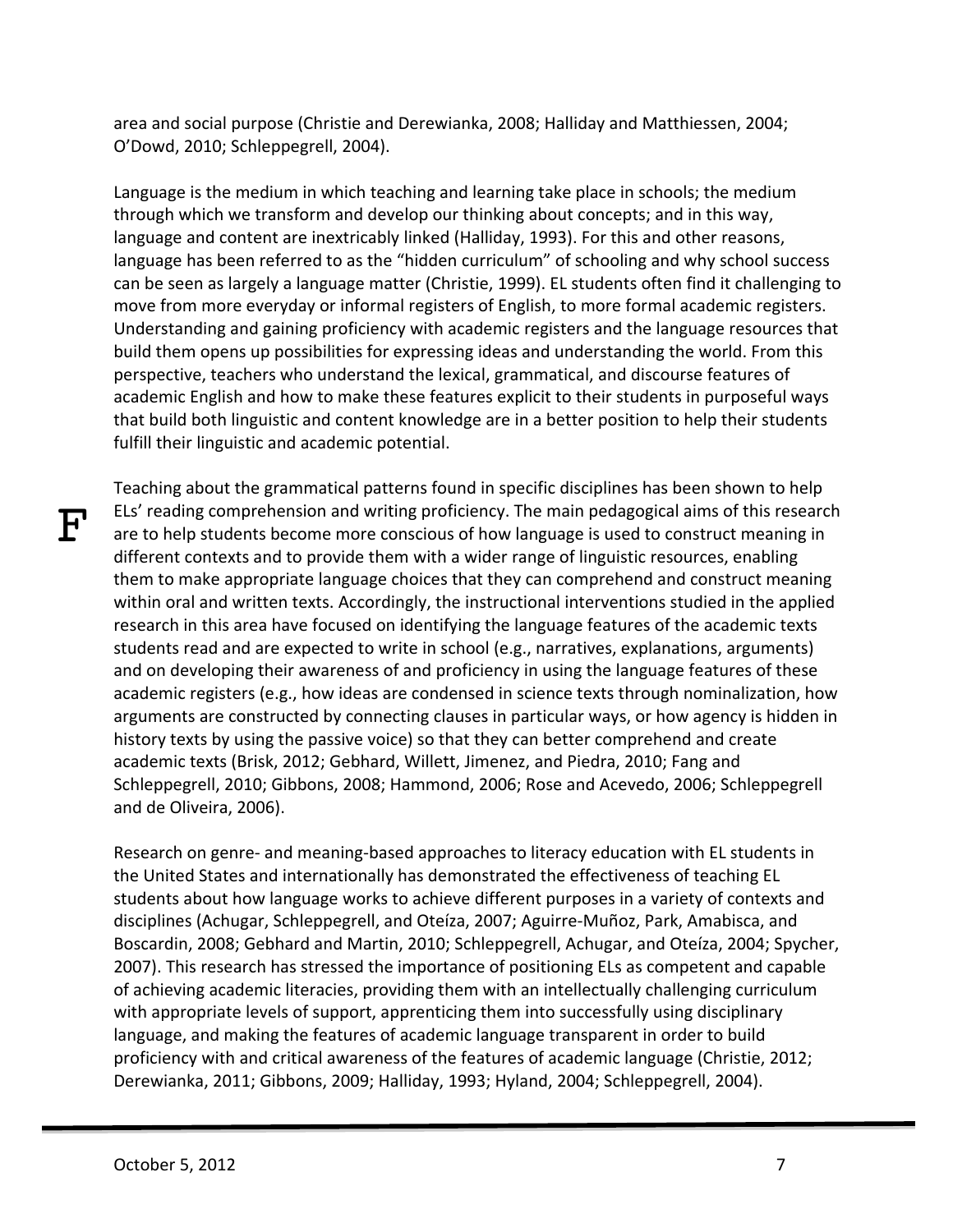area and social purpose (Christie and Derewianka, 2008; Halliday and Matthiessen, 2004; O'Dowd, 2010; Schleppegrell, 2004).

Language is the medium in which teaching and learning take place in schools; the medium through which we transform and develop our thinking about concepts; and in this way, language and content are inextricably linked (Halliday, 1993). For this and other reasons, language has been referred to as the "hidden curriculum" of schooling and why school success can be seen as largely a language matter (Christie, 1999). EL students often find it challenging to move from more everyday or informal registers of English, to more formal academic registers. Understanding and gaining proficiency with academic registers and the language resources that build them opens up possibilities for expressing ideas and understanding the world. From this perspective, teachers who understand the lexical, grammatical, and discourse features of academic English and how to make these features explicit to their students in purposeful ways that build both linguistic and content knowledge are in a better position to help their students fulfill their linguistic and academic potential.

Teaching about the grammatical patterns found in specific disciplines has been shown to help ELs' reading comprehension and writing proficiency. The main pedagogical aims of this research are to help students become more conscious of how language is used to construct meaning in different contexts and to provide them with a wider range of linguistic resources, enabling them to make appropriate language choices that they can comprehend and construct meaning within oral and written texts. Accordingly, the instructional interventions studied in the applied research in this area have focused on identifying the language features of the academic texts students read and are expected to write in school (e.g., narratives, explanations, arguments) and on developing their awareness of and proficiency in using the language features of these academic registers (e.g., how ideas are condensed in science texts through nominalization, how arguments are constructed by connecting clauses in particular ways, or how agency is hidden in history texts by using the passive voice) so that they can better comprehend and create academic texts (Brisk, 2012; Gebhard, Willett, Jimenez, and Piedra, 2010; Fang and Schleppegrell, 2010; Gibbons, 2008; Hammond, 2006; Rose and Acevedo, 2006; Schleppegrell and de Oliveira, 2006).

Research on genre- and meaning-based approaches to literacy education with EL students in the United States and internationally has demonstrated the effectiveness of teaching EL students about how language works to achieve different purposes in a variety of contexts and disciplines (Achugar, Schleppegrell, and Oteíza, 2007; Aguirre-Muñoz, Park, Amabisca, and Boscardin, 2008; Gebhard and Martin, 2010; Schleppegrell, Achugar, and Oteíza, 2004; Spycher, 2007). This research has stressed the importance of positioning ELs as competent and capable of achieving academic literacies, providing them with an intellectually challenging curriculum with appropriate levels of support, apprenticing them into successfully using disciplinary language, and making the features of academic language transparent in order to build proficiency with and critical awareness of the features of academic language (Christie, 2012; Derewianka, 2011; Gibbons, 2009; Halliday, 1993; Hyland, 2004; Schleppegrell, 2004).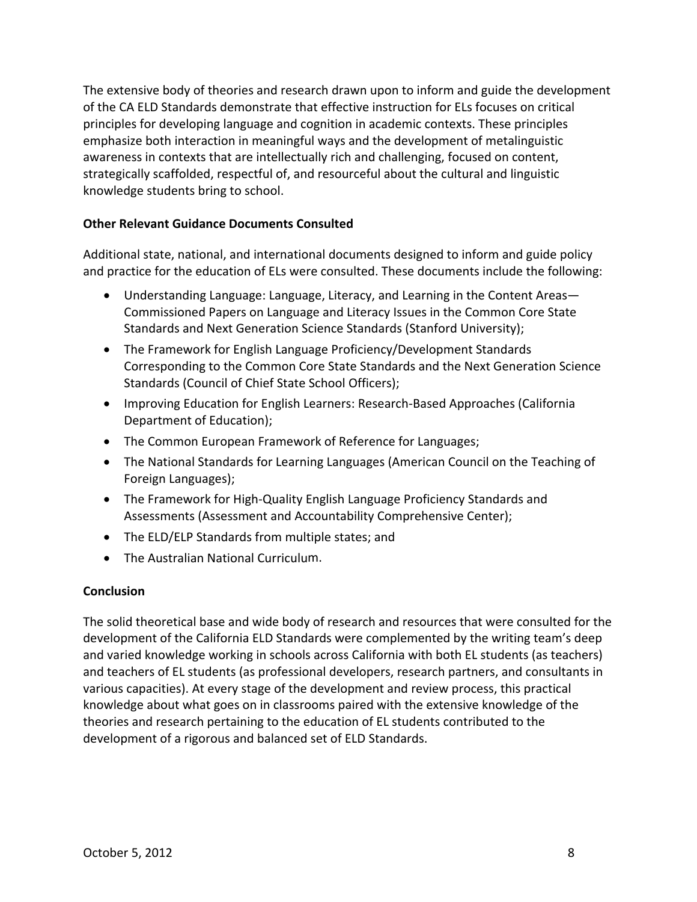The extensive body of theories and research drawn upon to inform and guide the development of the CA ELD Standards demonstrate that effective instruction for ELs focuses on critical principles for developing language and cognition in academic contexts. These principles emphasize both interaction in meaningful ways and the development of metalinguistic awareness in contexts that are intellectually rich and challenging, focused on content, strategically scaffolded, respectful of, and resourceful about the cultural and linguistic knowledge students bring to school.

**Other Relevant Guidance Documents Consulted**

Additional state, national, and international documents designed to inform and guide policy and practice for the education of ELs were consulted. These documents include the following:

- Understanding Language: Language, Literacy, and Learning in the Content Areas—Commissioned Papers on Language and Literacy Issues in the Common Core State Standards and Next Generation Science Standards (Stanford University);
- The Framework for English Language Proficiency/Development Standards Corresponding to the Common Core State Standards and the Next Generation Science Standards (Council of Chief State School Officers);
- Improving Education for English Learners: Research-Based Approaches (California Department of Education);
- The Common European Framework of Reference for Languages;
- The National Standards for Learning Languages (American Council on the Teaching of Foreign Languages);
- The Framework for High-Quality English Language Proficiency Standards and Assessments (Assessment and Accountability Comprehensive Center);
- The ELD/ELP Standards from multiple states; and
- The Australian National Curriculum.

**Conclusion**

The solid theoretical base and wide body of research and resources that were consulted for the development of the California ELD Standards were complemented by the writing team's deep and varied knowledge working in schools across California with both EL students (as teachers) and teachers of EL students (as professional developers, research partners, and consultants in various capacities). At every stage of the development and review process, this practical knowledge about what goes on in classrooms paired with the extensive knowledge of the theories and research pertaining to the education of EL students contributed to the development of a rigorous and balanced set of ELD Standards.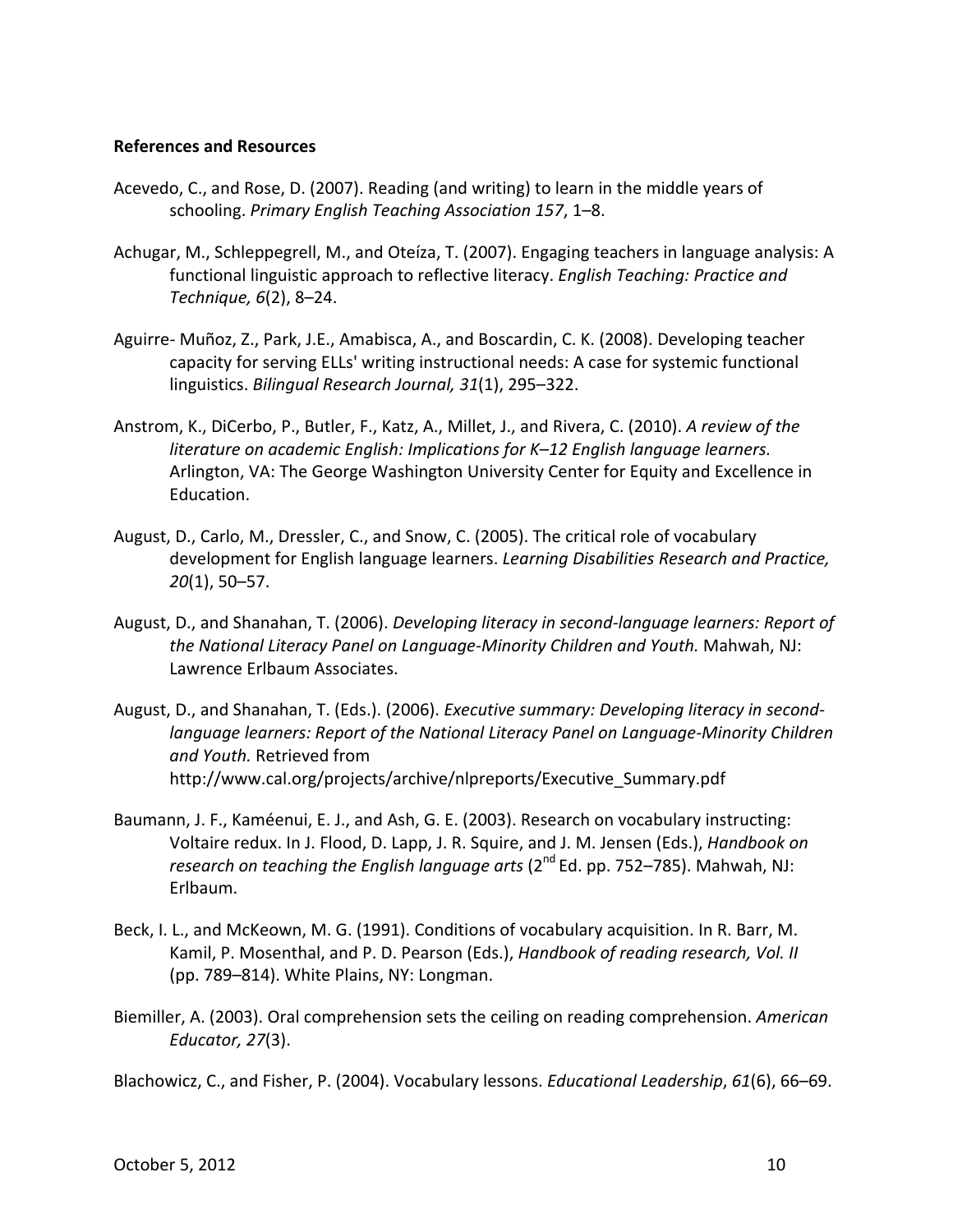**References and Resources**

Acevedo, C., and Rose, D. (2007). Reading (and writing) to learn in the middle years of schooling. *Primary English Teaching Association 157*, 1–8.

Achugar, M., Schleppegrell, M., and Oteíza, T. (2007). Engaging teachers in language analysis: A functional linguistic approach to reflective literacy. *English Teaching: Practice and Technique, 6*(2), 8–24.

Aguirre- Muñoz, Z., Park, J.E., Amabisca, A., and Boscardin, C. K. (2008). Developing teacher capacity for serving ELLs' writing instructional needs: A case for systemic functional linguistics. *Bilingual Research Journal, 31*(1), 295–322.

Anstrom, K., DiCerbo, P., Butler, F., Katz, A., Millet, J., and Rivera, C. (2010). *A review of the literature on academic English: Implications for K–12 English language learners.* Arlington, VA: The George Washington University Center for Equity and Excellence in Education.

August, D., Carlo, M., Dressler, C., and Snow, C. (2005). The critical role of vocabulary development for English language learners. *Learning Disabilities Research and Practice, 20*(1), 50–57.

August, D., and Shanahan, T. (2006). *Developing literacy in second-language learners: Report of the National Literacy Panel on Language-Minority Children and Youth.* Mahwah, NJ: Lawrence Erlbaum Associates.

August, D., and Shanahan, T. (Eds.). (2006). *Executive summary: Developing literacy in second-language learners: Report of the National Literacy Panel on Language-Minority Children and Youth.* Retrieved from http://www.cal.org/projects/archive/nlpreports/Executive_Summary.pdf

Baumann, J. F., Kaméenui, E. J., and Ash, G. E. (2003). Research on vocabulary instructing: Voltaire redux. In J. Flood, D. Lapp, J. R. Squire, and J. M. Jensen (Eds.), *Handbook on research on teaching the English language arts* (2nd Ed. pp. 752–785). Mahwah, NJ: Erlbaum.

Beck, I. L., and McKeown, M. G. (1991). Conditions of vocabulary acquisition. In R. Barr, M. Kamil, P. Mosenthal, and P. D. Pearson (Eds.), *Handbook of reading research, Vol. II* (pp. 789–814). White Plains, NY: Longman.

Biemiller, A. (2003). Oral comprehension sets the ceiling on reading comprehension. *American Educator, 27*(3).

Blachowicz, C., and Fisher, P. (2004). Vocabulary lessons. *Educational Leadership*, *61*(6), 66–69.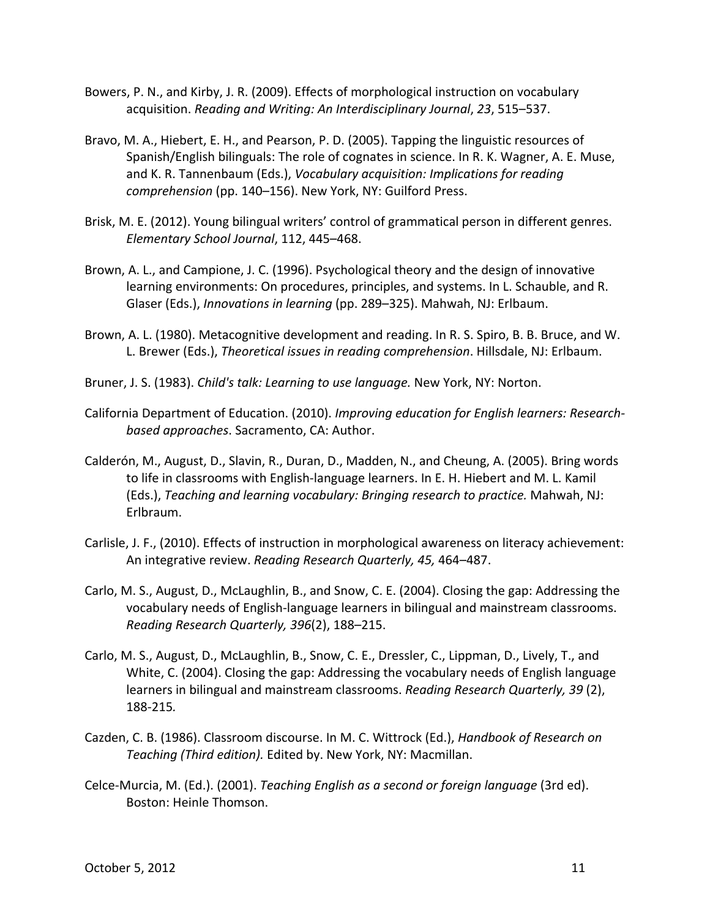Bowers, P. N., and Kirby, J. R. (2009). Effects of morphological instruction on vocabulary acquisition. *Reading and Writing: An Interdisciplinary Journal*, *23*, 515–537.

Bravo, M. A., Hiebert, E. H., and Pearson, P. D. (2005). Tapping the linguistic resources of Spanish/English bilinguals: The role of cognates in science. In R. K. Wagner, A. E. Muse, and K. R. Tannenbaum (Eds.), *Vocabulary acquisition: Implications for reading comprehension* (pp. 140–156). New York, NY: Guilford Press.

Brisk, M. E. (2012). Young bilingual writers' control of grammatical person in different genres. *Elementary School Journal*, 112, 445–468.

Brown, A. L., and Campione, J. C. (1996). Psychological theory and the design of innovative learning environments: On procedures, principles, and systems. In L. Schauble, and R. Glaser (Eds.), *Innovations in learning* (pp. 289–325). Mahwah, NJ: Erlbaum.

Brown, A. L. (1980). Metacognitive development and reading. In R. S. Spiro, B. B. Bruce, and W. L. Brewer (Eds.), *Theoretical issues in reading comprehension*. Hillsdale, NJ: Erlbaum.

Bruner, J. S. (1983). *Child's talk: Learning to use language.* New York, NY: Norton.

California Department of Education. (2010). *Improving education for English learners: Research-based approaches*. Sacramento, CA: Author.

Calderón, M., August, D., Slavin, R., Duran, D., Madden, N., and Cheung, A. (2005). Bring words to life in classrooms with English-language learners. In E. H. Hiebert and M. L. Kamil (Eds.), *Teaching and learning vocabulary: Bringing research to practice.* Mahwah, NJ: Erlbraum.

Carlisle, J. F., (2010). Effects of instruction in morphological awareness on literacy achievement: An integrative review. *Reading Research Quarterly, 45,* 464–487.

Carlo, M. S., August, D., McLaughlin, B., and Snow, C. E. (2004). Closing the gap: Addressing the vocabulary needs of English-language learners in bilingual and mainstream classrooms. *Reading Research Quarterly, 396*(2), 188–215.

Carlo, M. S., August, D., McLaughlin, B., Snow, C. E., Dressler, C., Lippman, D., Lively, T., and White, C. (2004). Closing the gap: Addressing the vocabulary needs of English language learners in bilingual and mainstream classrooms. *Reading Research Quarterly, 39* (2), 188-215*.*

Cazden, C. B. (1986). Classroom discourse. In M. C. Wittrock (Ed.), *Handbook of Research on Teaching (Third edition).* Edited by. New York, NY: Macmillan.

Celce-Murcia, M. (Ed.). (2001). *Teaching English as a second or foreign language* (3rd ed). Boston: Heinle Thomson.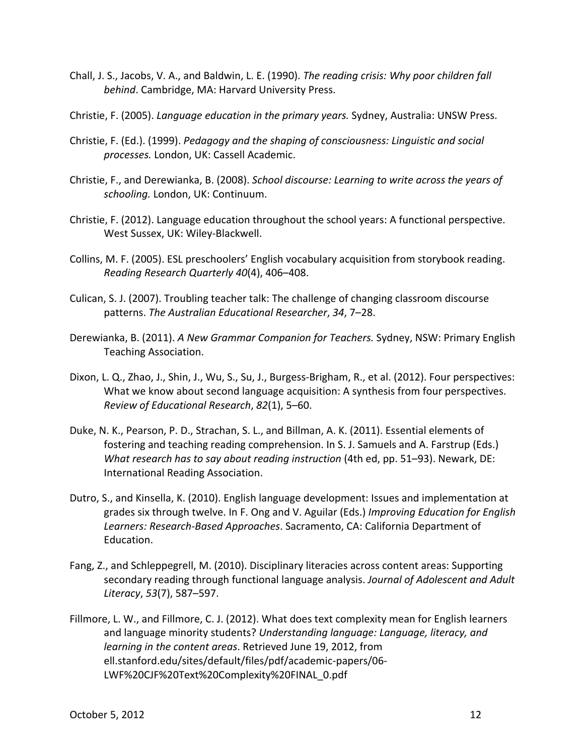Chall, J. S., Jacobs, V. A., and Baldwin, L. E. (1990). *The reading crisis: Why poor children fall behind*. Cambridge, MA: Harvard University Press.

Christie, F. (2005). *Language education in the primary years.* Sydney, Australia: UNSW Press.

Christie, F. (Ed.). (1999). *Pedagogy and the shaping of consciousness: Linguistic and social processes.* London, UK: Cassell Academic.

Christie, F., and Derewianka, B. (2008). *School discourse: Learning to write across the years of schooling.* London, UK: Continuum.

Christie, F. (2012). Language education throughout the school years: A functional perspective. West Sussex, UK: Wiley-Blackwell.

Collins, M. F. (2005). ESL preschoolers' English vocabulary acquisition from storybook reading. *Reading Research Quarterly 40*(4), 406–408.

Culican, S. J. (2007). Troubling teacher talk: The challenge of changing classroom discourse patterns. *The Australian Educational Researcher*, *34*, 7–28.

Derewianka, B. (2011). *A New Grammar Companion for Teachers.* Sydney, NSW: Primary English Teaching Association.

Dixon, L. Q., Zhao, J., Shin, J., Wu, S., Su, J., Burgess-Brigham, R., et al. (2012). Four perspectives: What we know about second language acquisition: A synthesis from four perspectives. *Review of Educational Research*, *82*(1), 5–60.

Duke, N. K., Pearson, P. D., Strachan, S. L., and Billman, A. K. (2011). Essential elements of fostering and teaching reading comprehension. In S. J. Samuels and A. Farstrup (Eds.) *What research has to say about reading instruction* (4th ed, pp. 51–93). Newark, DE: International Reading Association.

Dutro, S., and Kinsella, K. (2010). English language development: Issues and implementation at grades six through twelve. In F. Ong and V. Aguilar (Eds.) *Improving Education for English Learners: Research-Based Approaches*. Sacramento, CA: California Department of Education.

Fang, Z., and Schleppegrell, M. (2010). Disciplinary literacies across content areas: Supporting secondary reading through functional language analysis. *Journal of Adolescent and Adult Literacy*, *53*(7), 587–597.

Fillmore, L. W., and Fillmore, C. J. (2012). What does text complexity mean for English learners and language minority students? *Understanding language: Language, literacy, and learning in the content areas*. Retrieved June 19, 2012, from ell.stanford.edu/sites/default/files/pdf/academic-papers/06-LWF%20CJF%20Text%20Complexity%20FINAL_0.pdf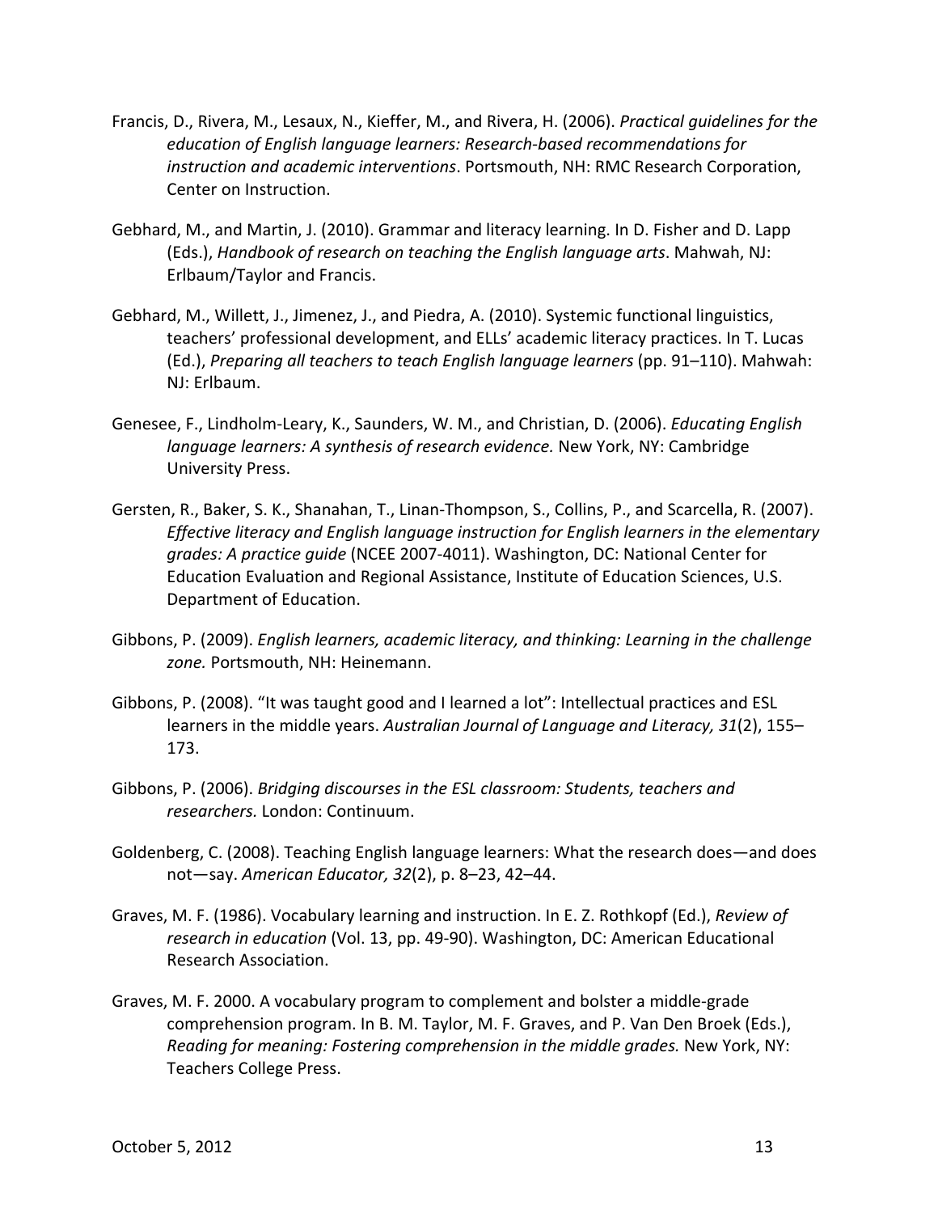Francis, D., Rivera, M., Lesaux, N., Kieffer, M., and Rivera, H. (2006). *Practical guidelines for the education of English language learners: Research-based recommendations for instruction and academic interventions*. Portsmouth, NH: RMC Research Corporation, Center on Instruction.

Gebhard, M., and Martin, J. (2010). Grammar and literacy learning. In D. Fisher and D. Lapp (Eds.), *Handbook of research on teaching the English language arts*. Mahwah, NJ: Erlbaum/Taylor and Francis.

Gebhard, M., Willett, J., Jimenez, J., and Piedra, A. (2010). Systemic functional linguistics, teachers' professional development, and ELLs' academic literacy practices. In T. Lucas (Ed.), *Preparing all teachers to teach English language learners* (pp. 91–110). Mahwah: NJ: Erlbaum.

Genesee, F., Lindholm-Leary, K., Saunders, W. M., and Christian, D. (2006). *Educating English language learners: A synthesis of research evidence.* New York, NY: Cambridge University Press.

Gersten, R., Baker, S. K., Shanahan, T., Linan-Thompson, S., Collins, P., and Scarcella, R. (2007). *Effective literacy and English language instruction for English learners in the elementary grades: A practice guide* (NCEE 2007-4011). Washington, DC: National Center for Education Evaluation and Regional Assistance, Institute of Education Sciences, U.S. Department of Education.

Gibbons, P. (2009). *English learners, academic literacy, and thinking: Learning in the challenge zone.* Portsmouth, NH: Heinemann.

Gibbons, P. (2008). "It was taught good and I learned a lot": Intellectual practices and ESL learners in the middle years. *Australian Journal of Language and Literacy, 31*(2), 155–173.

Gibbons, P. (2006). *Bridging discourses in the ESL classroom: Students, teachers and researchers.* London: Continuum.

Goldenberg, C. (2008). Teaching English language learners: What the research does—and does not—say. *American Educator, 32*(2), p. 8–23, 42–44.

Graves, M. F. (1986). Vocabulary learning and instruction. In E. Z. Rothkopf (Ed.), *Review of research in education* (Vol. 13, pp. 49-90). Washington, DC: American Educational Research Association.

Graves, M. F. 2000. A vocabulary program to complement and bolster a middle-grade comprehension program. In B. M. Taylor, M. F. Graves, and P. Van Den Broek (Eds.), *Reading for meaning: Fostering comprehension in the middle grades.* New York, NY: Teachers College Press.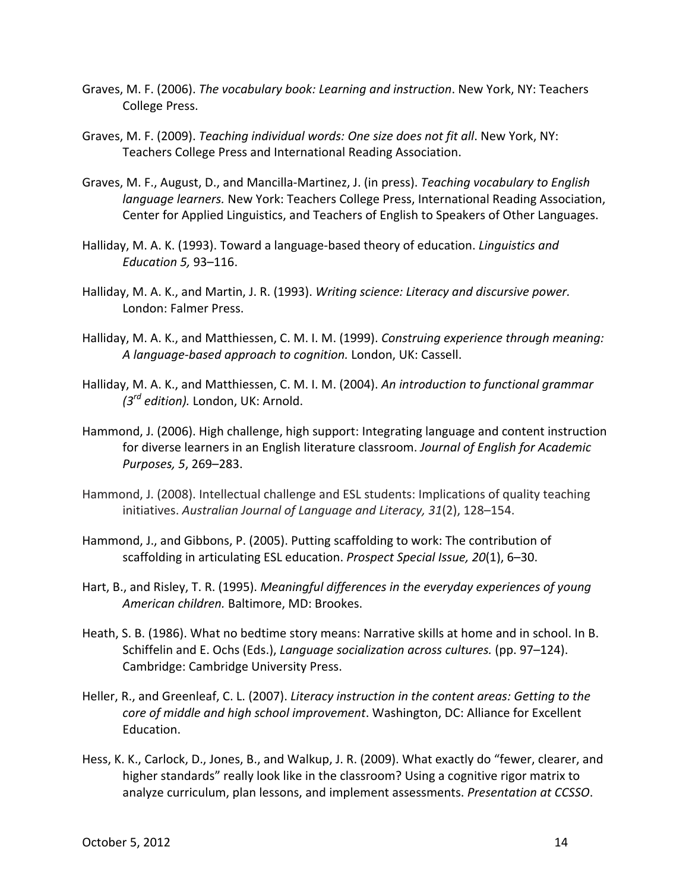Graves, M. F. (2006). *The vocabulary book: Learning and instruction*. New York, NY: Teachers College Press.

Graves, M. F. (2009). *Teaching individual words: One size does not fit all*. New York, NY: Teachers College Press and International Reading Association.

Graves, M. F., August, D., and Mancilla-Martinez, J. (in press). *Teaching vocabulary to English language learners.* New York: Teachers College Press, International Reading Association, Center for Applied Linguistics, and Teachers of English to Speakers of Other Languages.

Halliday, M. A. K. (1993). Toward a language-based theory of education. *Linguistics and Education 5,* 93–116.

Halliday, M. A. K., and Martin, J. R. (1993). *Writing science: Literacy and discursive power.* London: Falmer Press.

Halliday, M. A. K., and Matthiessen, C. M. I. M. (1999). *Construing experience through meaning: A language-based approach to cognition.* London, UK: Cassell.

Halliday, M. A. K., and Matthiessen, C. M. I. M. (2004). *An introduction to functional grammar (3rd edition).* London, UK: Arnold.

Hammond, J. (2006). High challenge, high support: Integrating language and content instruction for diverse learners in an English literature classroom. *Journal of English for Academic Purposes, 5*, 269–283.

Hammond, J. (2008). Intellectual challenge and ESL students: Implications of quality teaching initiatives. *Australian Journal of Language and Literacy, 31*(2), 128–154.

Hammond, J., and Gibbons, P. (2005). Putting scaffolding to work: The contribution of scaffolding in articulating ESL education. *Prospect Special Issue, 20*(1), 6–30.

Hart, B., and Risley, T. R. (1995). *Meaningful differences in the everyday experiences of young American children.* Baltimore, MD: Brookes.

Heath, S. B. (1986). What no bedtime story means: Narrative skills at home and in school. In B. Schiffelin and E. Ochs (Eds.), *Language socialization across cultures.* (pp. 97–124). Cambridge: Cambridge University Press.

Heller, R., and Greenleaf, C. L. (2007). *Literacy instruction in the content areas: Getting to the core of middle and high school improvement*. Washington, DC: Alliance for Excellent Education.

Hess, K. K., Carlock, D., Jones, B., and Walkup, J. R. (2009). What exactly do "fewer, clearer, and higher standards" really look like in the classroom? Using a cognitive rigor matrix to analyze curriculum, plan lessons, and implement assessments. *Presentation at CCSSO*.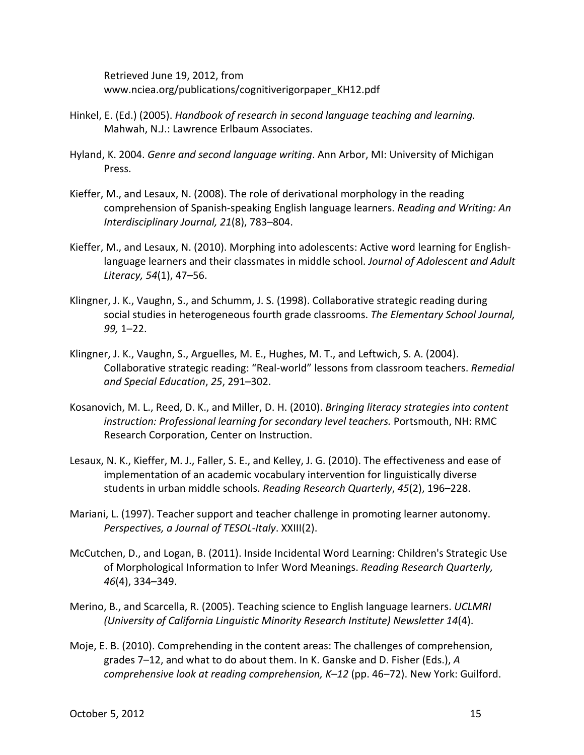Retrieved June 19, 2012, from www.nciea.org/publications/cognitiverigorpaper_KH12.pdf

Hinkel, E. (Ed.) (2005). *Handbook of research in second language teaching and learning.* Mahwah, N.J.: Lawrence Erlbaum Associates.

Hyland, K. 2004. *Genre and second language writing*. Ann Arbor, MI: University of Michigan Press.

Kieffer, M., and Lesaux, N. (2008). The role of derivational morphology in the reading comprehension of Spanish-speaking English language learners. *Reading and Writing: An Interdisciplinary Journal, 21*(8), 783–804.

Kieffer, M., and Lesaux, N. (2010). Morphing into adolescents: Active word learning for English-language learners and their classmates in middle school. *Journal of Adolescent and Adult Literacy, 54*(1), 47–56.

Klingner, J. K., Vaughn, S., and Schumm, J. S. (1998). Collaborative strategic reading during social studies in heterogeneous fourth grade classrooms. *The Elementary School Journal, 99,* 1–22.

Klingner, J. K., Vaughn, S., Arguelles, M. E., Hughes, M. T., and Leftwich, S. A. (2004). Collaborative strategic reading: "Real-world" lessons from classroom teachers. *Remedial and Special Education*, *25*, 291–302.

Kosanovich, M. L., Reed, D. K., and Miller, D. H. (2010). *Bringing literacy strategies into content instruction: Professional learning for secondary level teachers.* Portsmouth, NH: RMC Research Corporation, Center on Instruction.

Lesaux, N. K., Kieffer, M. J., Faller, S. E., and Kelley, J. G. (2010). The effectiveness and ease of implementation of an academic vocabulary intervention for linguistically diverse students in urban middle schools. *Reading Research Quarterly*, *45*(2), 196–228.

Mariani, L. (1997). Teacher support and teacher challenge in promoting learner autonomy. *Perspectives, a Journal of TESOL-Italy*. XXIII(2).

McCutchen, D., and Logan, B. (2011). Inside Incidental Word Learning: Children's Strategic Use of Morphological Information to Infer Word Meanings. *Reading Research Quarterly, 46*(4), 334–349.

Merino, B., and Scarcella, R. (2005). Teaching science to English language learners. *UCLMRI (University of California Linguistic Minority Research Institute) Newsletter 14*(4).

Moje, E. B. (2010). Comprehending in the content areas: The challenges of comprehension, grades 7–12, and what to do about them. In K. Ganske and D. Fisher (Eds.), *A comprehensive look at reading comprehension, K–12* (pp. 46–72). New York: Guilford.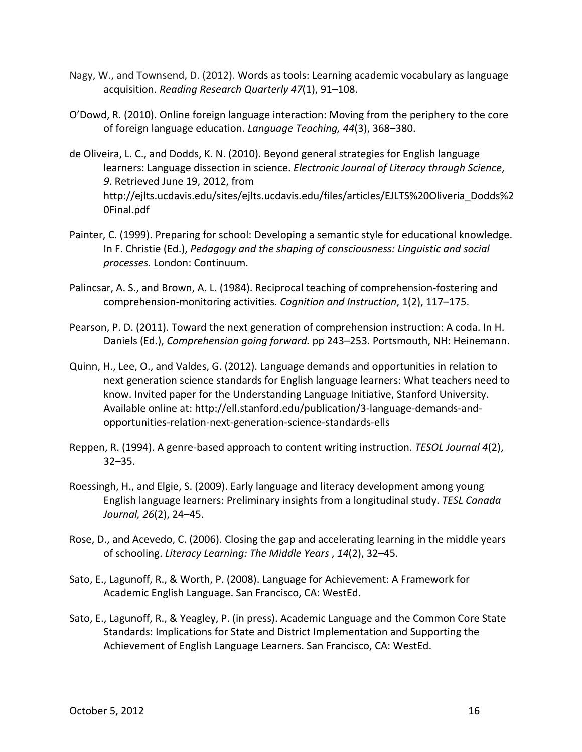Nagy, W., and Townsend, D. (2012). Words as tools: Learning academic vocabulary as language acquisition. *Reading Research Quarterly 47*(1), 91–108.

O'Dowd, R. (2010). Online foreign language interaction: Moving from the periphery to the core of foreign language education. *Language Teaching, 44*(3), 368–380.

de Oliveira, L. C., and Dodds, K. N. (2010). Beyond general strategies for English language learners: Language dissection in science. *Electronic Journal of Literacy through Science*, *9*. Retrieved June 19, 2012, from http://ejlts.ucdavis.edu/sites/ejlts.ucdavis.edu/files/articles/EJLTS%20Oliveria_Dodds%20Final.pdf

Painter, C. (1999). Preparing for school: Developing a semantic style for educational knowledge. In F. Christie (Ed.), *Pedagogy and the shaping of consciousness: Linguistic and social processes.* London: Continuum.

Palincsar, A. S., and Brown, A. L. (1984). Reciprocal teaching of comprehension-fostering and comprehension-monitoring activities. *Cognition and Instruction*, 1(2), 117–175.

Pearson, P. D. (2011). Toward the next generation of comprehension instruction: A coda. In H. Daniels (Ed.), *Comprehension going forward.* pp 243–253. Portsmouth, NH: Heinemann.

Quinn, H., Lee, O., and Valdes, G. (2012). Language demands and opportunities in relation to next generation science standards for English language learners: What teachers need to know. Invited paper for the Understanding Language Initiative, Stanford University. Available online at: http://ell.stanford.edu/publication/3-language-demands-and-opportunities-relation-next-generation-science-standards-ells

Reppen, R. (1994). A genre-based approach to content writing instruction. *TESOL Journal 4*(2), 32–35.

Roessingh, H., and Elgie, S. (2009). Early language and literacy development among young English language learners: Preliminary insights from a longitudinal study. *TESL Canada Journal, 26*(2), 24–45.

Rose, D., and Acevedo, C. (2006). Closing the gap and accelerating learning in the middle years of schooling. *Literacy Learning: The Middle Years* , *14*(2), 32–45.

Sato, E., Lagunoff, R., & Worth, P. (2008). Language for Achievement: A Framework for Academic English Language. San Francisco, CA: WestEd.

Sato, E., Lagunoff, R., & Yeagley, P. (in press). Academic Language and the Common Core State Standards: Implications for State and District Implementation and Supporting the Achievement of English Language Learners. San Francisco, CA: WestEd.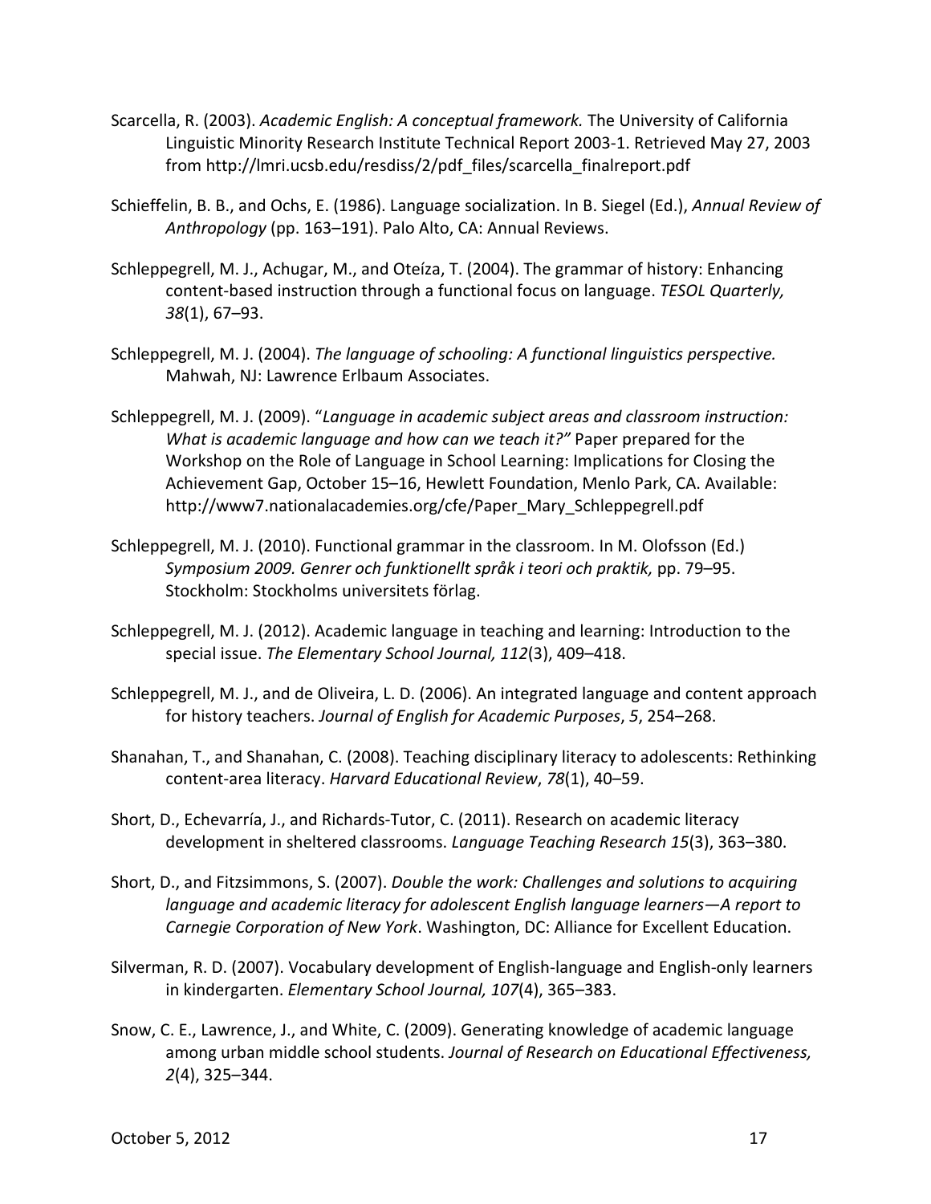Scarcella, R. (2003). *Academic English: A conceptual framework.* The University of California Linguistic Minority Research Institute Technical Report 2003-1. Retrieved May 27, 2003 from http://lmri.ucsb.edu/resdiss/2/pdf_files/scarcella_finalreport.pdf

Schieffelin, B. B., and Ochs, E. (1986). Language socialization. In B. Siegel (Ed.), *Annual Review of Anthropology* (pp. 163–191). Palo Alto, CA: Annual Reviews.

Schleppegrell, M. J., Achugar, M., and Oteíza, T. (2004). The grammar of history: Enhancing content-based instruction through a functional focus on language. *TESOL Quarterly, 38*(1), 67–93.

Schleppegrell, M. J. (2004). *The language of schooling: A functional linguistics perspective.* Mahwah, NJ: Lawrence Erlbaum Associates.

Schleppegrell, M. J. (2009). "*Language in academic subject areas and classroom instruction: What is academic language and how can we teach it?"* Paper prepared for the Workshop on the Role of Language in School Learning: Implications for Closing the Achievement Gap, October 15–16, Hewlett Foundation, Menlo Park, CA. Available: http://www7.nationalacademies.org/cfe/Paper_Mary_Schleppegrell.pdf

Schleppegrell, M. J. (2010). Functional grammar in the classroom. In M. Olofsson (Ed.) *Symposium 2009. Genrer och funktionellt språk i teori och praktik,* pp. 79–95. Stockholm: Stockholms universitets förlag.

Schleppegrell, M. J. (2012). Academic language in teaching and learning: Introduction to the special issue. *The Elementary School Journal, 112*(3), 409–418.

Schleppegrell, M. J., and de Oliveira, L. D. (2006). An integrated language and content approach for history teachers. *Journal of English for Academic Purposes*, *5*, 254–268.

Shanahan, T., and Shanahan, C. (2008). Teaching disciplinary literacy to adolescents: Rethinking content-area literacy. *Harvard Educational Review*, *78*(1), 40–59.

Short, D., Echevarría, J., and Richards-Tutor, C. (2011). Research on academic literacy development in sheltered classrooms. *Language Teaching Research 15*(3), 363–380.

Short, D., and Fitzsimmons, S. (2007). *Double the work: Challenges and solutions to acquiring language and academic literacy for adolescent English language learners—A report to Carnegie Corporation of New York*. Washington, DC: Alliance for Excellent Education.

Silverman, R. D. (2007). Vocabulary development of English-language and English-only learners in kindergarten. *Elementary School Journal, 107*(4), 365–383.

Snow, C. E., Lawrence, J., and White, C. (2009). Generating knowledge of academic language among urban middle school students. *Journal of Research on Educational Effectiveness, 2*(4), 325–344.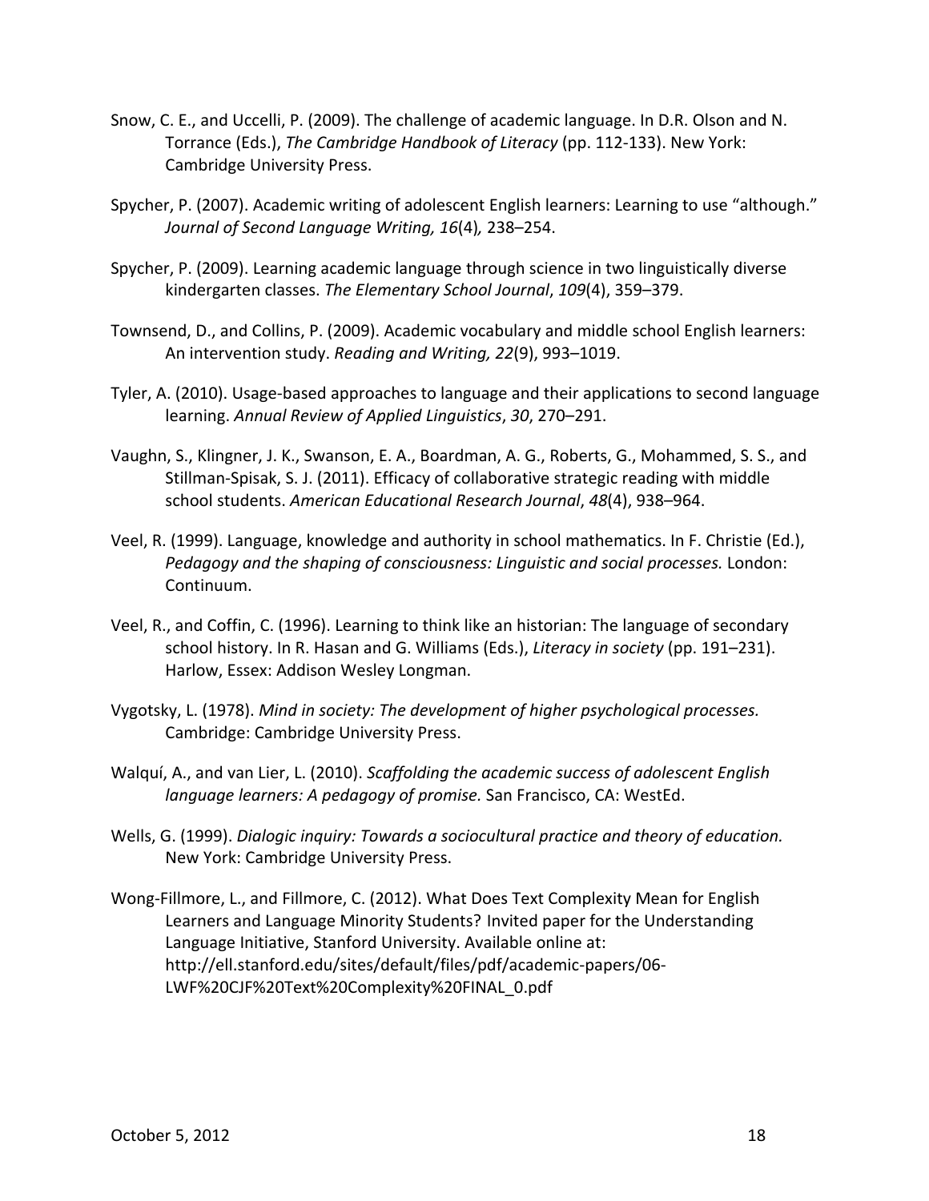Snow, C. E., and Uccelli, P. (2009). The challenge of academic language. In D.R. Olson and N. Torrance (Eds.), *The Cambridge Handbook of Literacy* (pp. 112-133). New York: Cambridge University Press.

Spycher, P. (2007). Academic writing of adolescent English learners: Learning to use "although." *Journal of Second Language Writing, 16*(4)*,* 238–254.

Spycher, P. (2009). Learning academic language through science in two linguistically diverse kindergarten classes. *The Elementary School Journal*, *109*(4), 359–379.

Townsend, D., and Collins, P. (2009). Academic vocabulary and middle school English learners: An intervention study. *Reading and Writing, 22*(9), 993–1019.

Tyler, A. (2010). Usage-based approaches to language and their applications to second language learning. *Annual Review of Applied Linguistics*, *30*, 270–291.

Vaughn, S., Klingner, J. K., Swanson, E. A., Boardman, A. G., Roberts, G., Mohammed, S. S., and Stillman-Spisak, S. J. (2011). Efficacy of collaborative strategic reading with middle school students. *American Educational Research Journal*, *48*(4), 938–964.

Veel, R. (1999). Language, knowledge and authority in school mathematics. In F. Christie (Ed.), *Pedagogy and the shaping of consciousness: Linguistic and social processes.* London: Continuum.

Veel, R., and Coffin, C. (1996). Learning to think like an historian: The language of secondary school history. In R. Hasan and G. Williams (Eds.), *Literacy in society* (pp. 191–231). Harlow, Essex: Addison Wesley Longman.

Vygotsky, L. (1978). *Mind in society: The development of higher psychological processes.* Cambridge: Cambridge University Press.

Walquí, A., and van Lier, L. (2010). *Scaffolding the academic success of adolescent English language learners: A pedagogy of promise.* San Francisco, CA: WestEd.

Wells, G. (1999). *Dialogic inquiry: Towards a sociocultural practice and theory of education.* New York: Cambridge University Press.

Wong-Fillmore, L., and Fillmore, C. (2012). What Does Text Complexity Mean for English Learners and Language Minority Students? Invited paper for the Understanding Language Initiative, Stanford University. Available online at: http://ell.stanford.edu/sites/default/files/pdf/academic-papers/06-LWF%20CJF%20Text%20Complexity%20FINAL_0.pdf